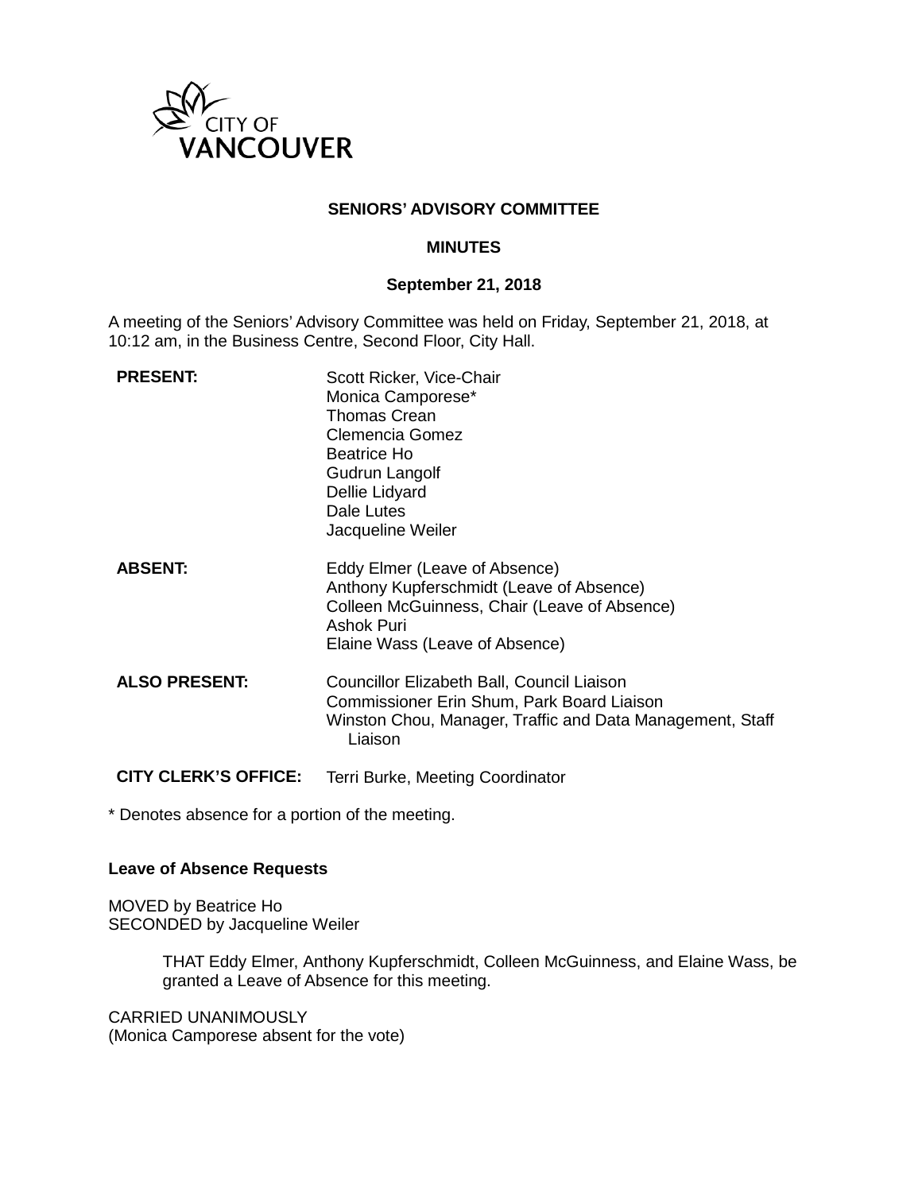CITY OF VANCOUVER

**SENIORS' ADVISORY COMMITTEE**

**MINUTES**

**September 21, 2018**

A meeting of the Seniors' Advisory Committee was held on Friday, September 21, 2018, at 10:12 am, in the Business Centre, Second Floor, City Hall.

| | |
|---|---|
| **PRESENT:** | Scott Ricker, Vice-Chair<br>Monica Camporese*<br>Thomas Crean<br>Clemencia Gomez<br>Beatrice Ho<br>Gudrun Langolf<br>Dellie Lidyard<br>Dale Lutes<br>Jacqueline Weiler |
| **ABSENT:** | Eddy Elmer (Leave of Absence)<br>Anthony Kupferschmidt (Leave of Absence)<br>Colleen McGuinness, Chair (Leave of Absence)<br>Ashok Puri<br>Elaine Wass (Leave of Absence) |
| **ALSO PRESENT:** | Councillor Elizabeth Ball, Council Liaison<br>Commissioner Erin Shum, Park Board Liaison<br>Winston Chou, Manager, Traffic and Data Management, Staff Liaison |
| **CITY CLERK'S OFFICE:** | Terri Burke, Meeting Coordinator |

* Denotes absence for a portion of the meeting.

**Leave of Absence Requests**

MOVED by Beatrice Ho
SECONDED by Jacqueline Weiler

> THAT Eddy Elmer, Anthony Kupferschmidt, Colleen McGuinness, and Elaine Wass, be granted a Leave of Absence for this meeting.

CARRIED UNANIMOUSLY
(Monica Camporese absent for the vote)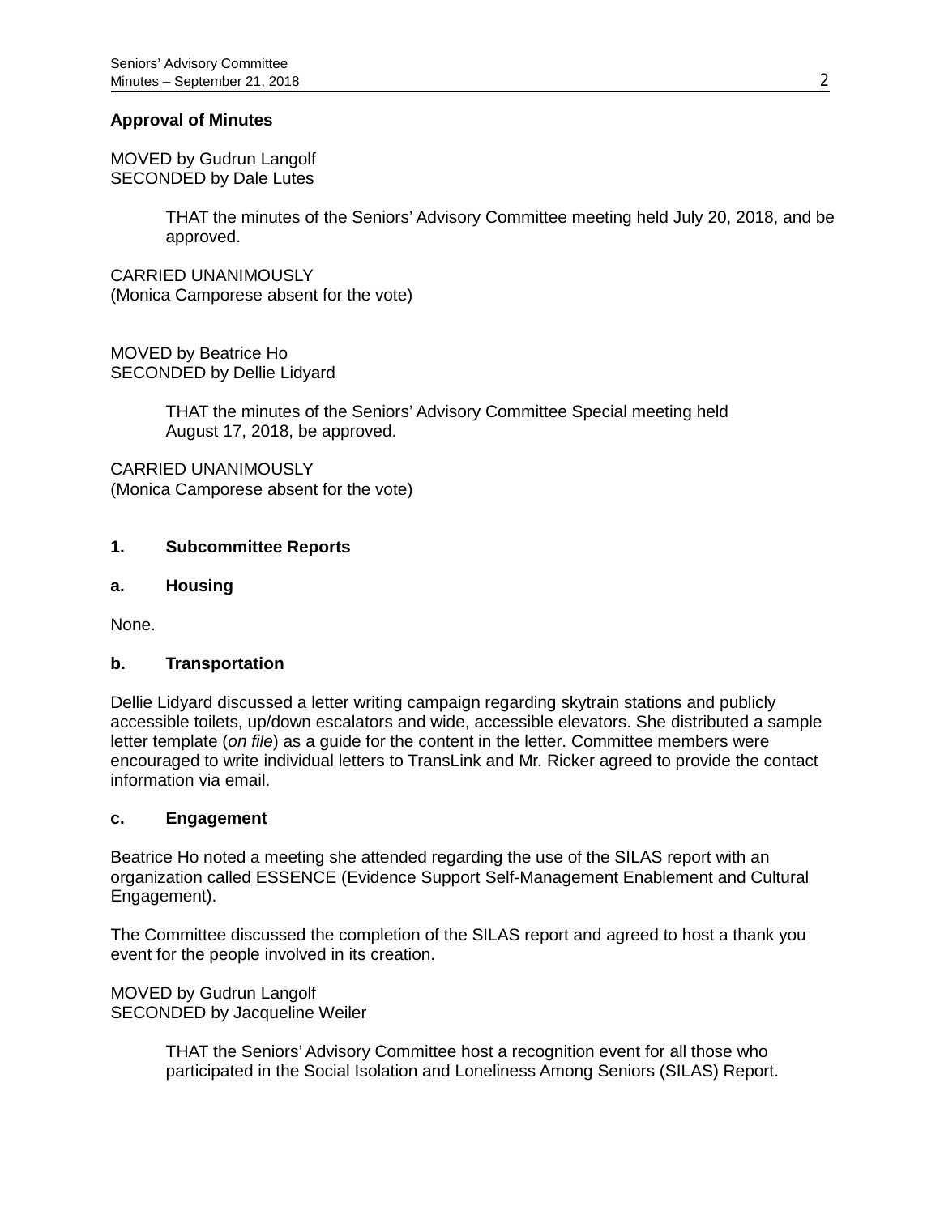**Approval of Minutes**

MOVED by Gudrun Langolf
SECONDED by Dale Lutes

> THAT the minutes of the Seniors' Advisory Committee meeting held July 20, 2018, and be approved.

CARRIED UNANIMOUSLY
(Monica Camporese absent for the vote)

MOVED by Beatrice Ho
SECONDED by Dellie Lidyard

> THAT the minutes of the Seniors' Advisory Committee Special meeting held August 17, 2018, be approved.

CARRIED UNANIMOUSLY
(Monica Camporese absent for the vote)

## 1. Subcommittee Reports

### a. Housing

None.

### b. Transportation

Dellie Lidyard discussed a letter writing campaign regarding skytrain stations and publicly accessible toilets, up/down escalators and wide, accessible elevators. She distributed a sample letter template (*on file*) as a guide for the content in the letter. Committee members were encouraged to write individual letters to TransLink and Mr. Ricker agreed to provide the contact information via email.

### c. Engagement

Beatrice Ho noted a meeting she attended regarding the use of the SILAS report with an organization called ESSENCE (Evidence Support Self-Management Enablement and Cultural Engagement).

The Committee discussed the completion of the SILAS report and agreed to host a thank you event for the people involved in its creation.

MOVED by Gudrun Langolf
SECONDED by Jacqueline Weiler

> THAT the Seniors' Advisory Committee host a recognition event for all those who participated in the Social Isolation and Loneliness Among Seniors (SILAS) Report.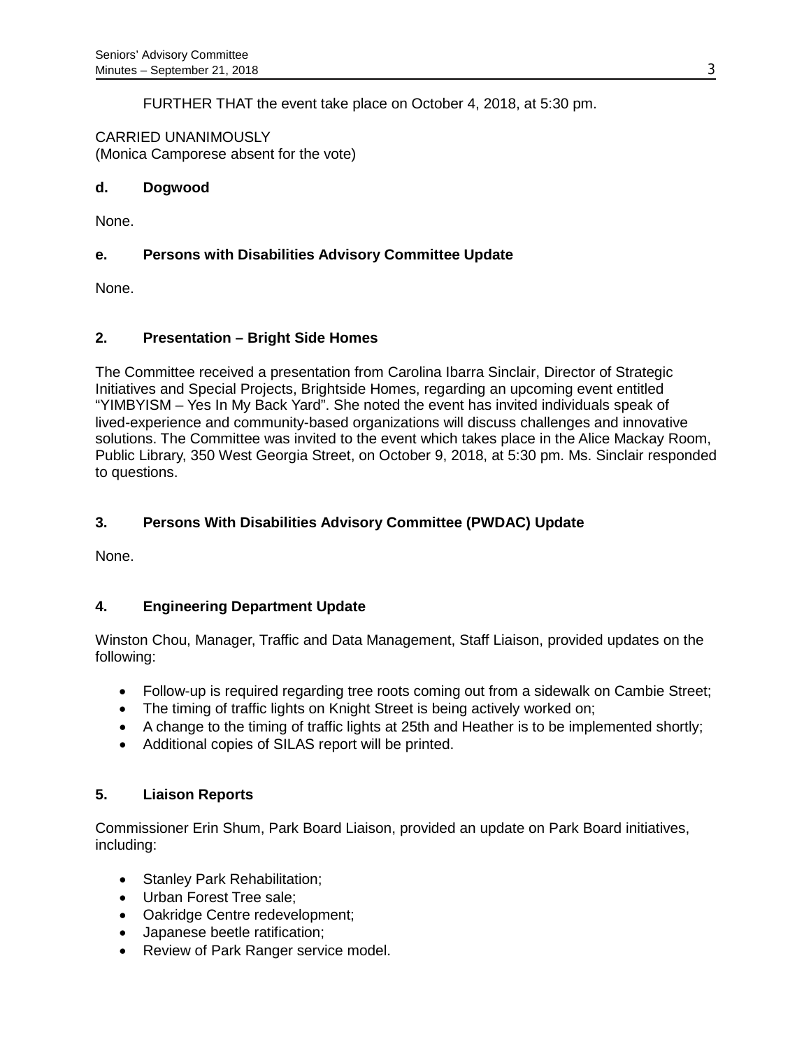FURTHER THAT the event take place on October 4, 2018, at 5:30 pm.

CARRIED UNANIMOUSLY
(Monica Camporese absent for the vote)

**d. Dogwood**

None.

**e. Persons with Disabilities Advisory Committee Update**

None.

## 2. Presentation – Bright Side Homes

The Committee received a presentation from Carolina Ibarra Sinclair, Director of Strategic Initiatives and Special Projects, Brightside Homes, regarding an upcoming event entitled "YIMBYISM – Yes In My Back Yard". She noted the event has invited individuals speak of lived-experience and community-based organizations will discuss challenges and innovative solutions. The Committee was invited to the event which takes place in the Alice Mackay Room, Public Library, 350 West Georgia Street, on October 9, 2018, at 5:30 pm. Ms. Sinclair responded to questions.

## 3. Persons With Disabilities Advisory Committee (PWDAC) Update

None.

## 4. Engineering Department Update

Winston Chou, Manager, Traffic and Data Management, Staff Liaison, provided updates on the following:

- Follow-up is required regarding tree roots coming out from a sidewalk on Cambie Street;
- The timing of traffic lights on Knight Street is being actively worked on;
- A change to the timing of traffic lights at 25th and Heather is to be implemented shortly;
- Additional copies of SILAS report will be printed.

## 5. Liaison Reports

Commissioner Erin Shum, Park Board Liaison, provided an update on Park Board initiatives, including:

- Stanley Park Rehabilitation;
- Urban Forest Tree sale;
- Oakridge Centre redevelopment;
- Japanese beetle ratification;
- Review of Park Ranger service model.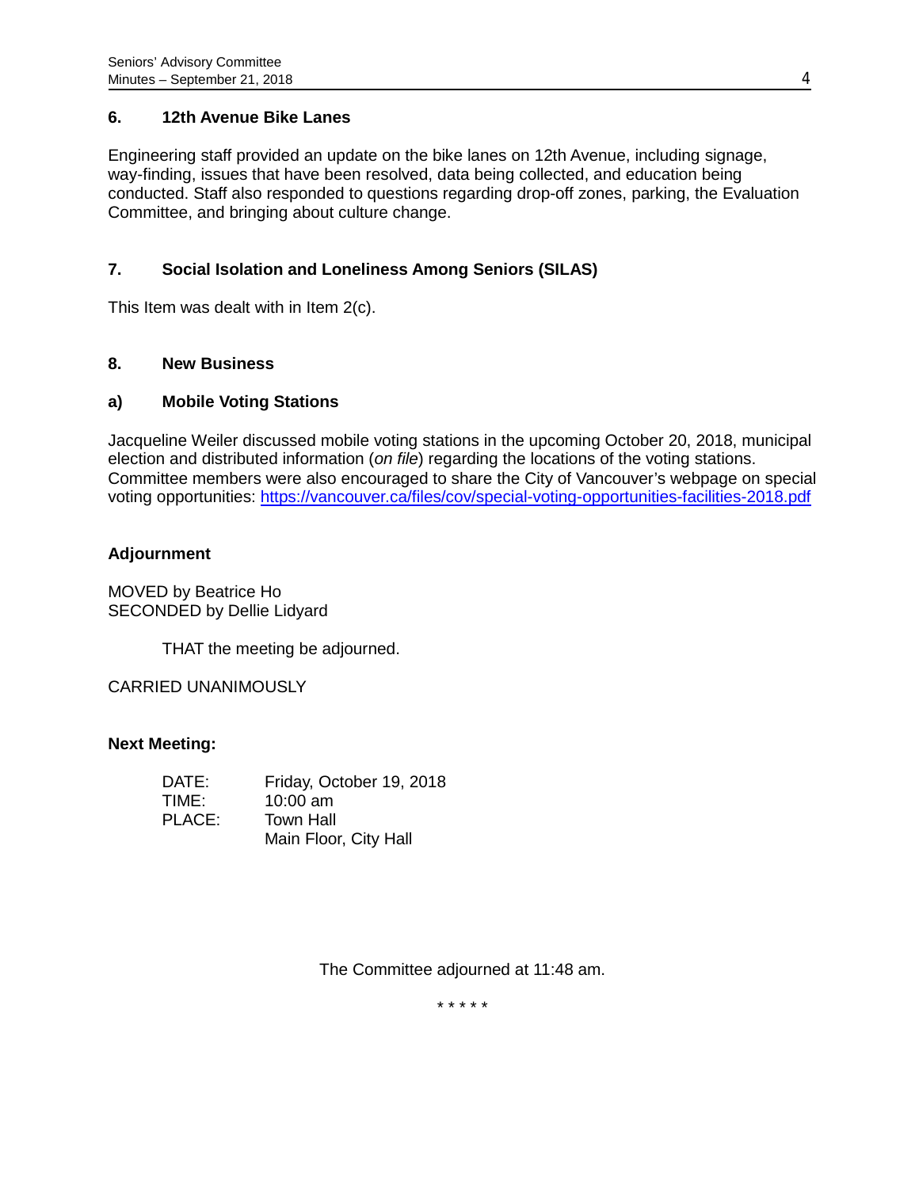## 6. 12th Avenue Bike Lanes

Engineering staff provided an update on the bike lanes on 12th Avenue, including signage, way-finding, issues that have been resolved, data being collected, and education being conducted. Staff also responded to questions regarding drop-off zones, parking, the Evaluation Committee, and bringing about culture change.

## 7. Social Isolation and Loneliness Among Seniors (SILAS)

This Item was dealt with in Item 2(c).

## 8. New Business

### a) Mobile Voting Stations

Jacqueline Weiler discussed mobile voting stations in the upcoming October 20, 2018, municipal election and distributed information (*on file*) regarding the locations of the voting stations. Committee members were also encouraged to share the City of Vancouver's webpage on special voting opportunities: https://vancouver.ca/files/cov/special-voting-opportunities-facilities-2018.pdf

**Adjournment**

MOVED by Beatrice Ho
SECONDED by Dellie Lidyard

THAT the meeting be adjourned.

CARRIED UNANIMOUSLY

**Next Meeting:**

DATE: Friday, October 19, 2018
TIME: 10:00 am
PLACE: Town Hall
Main Floor, City Hall

The Committee adjourned at 11:48 am.

\* \* \* \* \*